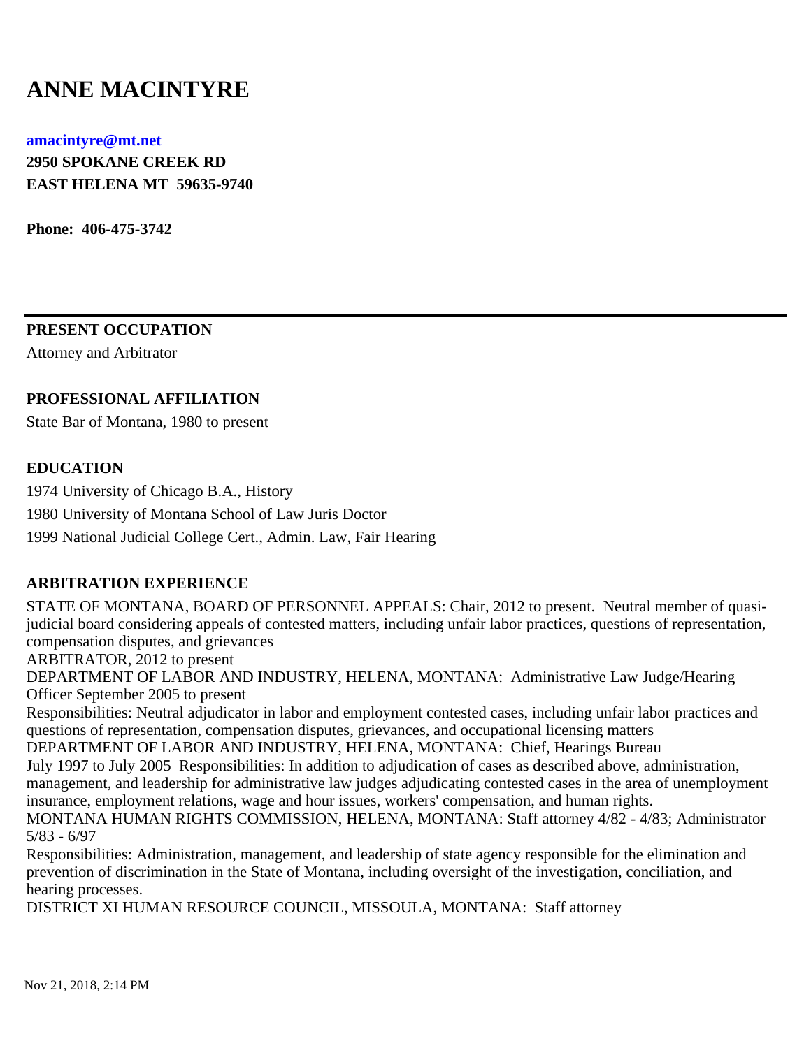# ANNE MACINTYRE

**amacintyre@mt.net**
**2950 SPOKANE CREEK RD**
**EAST HELENA MT 59635-9740**

**Phone: 406-475-3742**

---

**PRESENT OCCUPATION**

Attorney and Arbitrator

**PROFESSIONAL AFFILIATION**

State Bar of Montana, 1980 to present

**EDUCATION**

1974 University of Chicago B.A., History

1980 University of Montana School of Law Juris Doctor

1999 National Judicial College Cert., Admin. Law, Fair Hearing

**ARBITRATION EXPERIENCE**

STATE OF MONTANA, BOARD OF PERSONNEL APPEALS: Chair, 2012 to present. Neutral member of quasi-judicial board considering appeals of contested matters, including unfair labor practices, questions of representation, compensation disputes, and grievances
ARBITRATOR, 2012 to present
DEPARTMENT OF LABOR AND INDUSTRY, HELENA, MONTANA: Administrative Law Judge/Hearing Officer September 2005 to present
Responsibilities: Neutral adjudicator in labor and employment contested cases, including unfair labor practices and questions of representation, compensation disputes, grievances, and occupational licensing matters
DEPARTMENT OF LABOR AND INDUSTRY, HELENA, MONTANA: Chief, Hearings Bureau
July 1997 to July 2005 Responsibilities: In addition to adjudication of cases as described above, administration, management, and leadership for administrative law judges adjudicating contested cases in the area of unemployment insurance, employment relations, wage and hour issues, workers' compensation, and human rights.
MONTANA HUMAN RIGHTS COMMISSION, HELENA, MONTANA: Staff attorney 4/82 - 4/83; Administrator 5/83 - 6/97
Responsibilities: Administration, management, and leadership of state agency responsible for the elimination and prevention of discrimination in the State of Montana, including oversight of the investigation, conciliation, and hearing processes.
DISTRICT XI HUMAN RESOURCE COUNCIL, MISSOULA, MONTANA: Staff attorney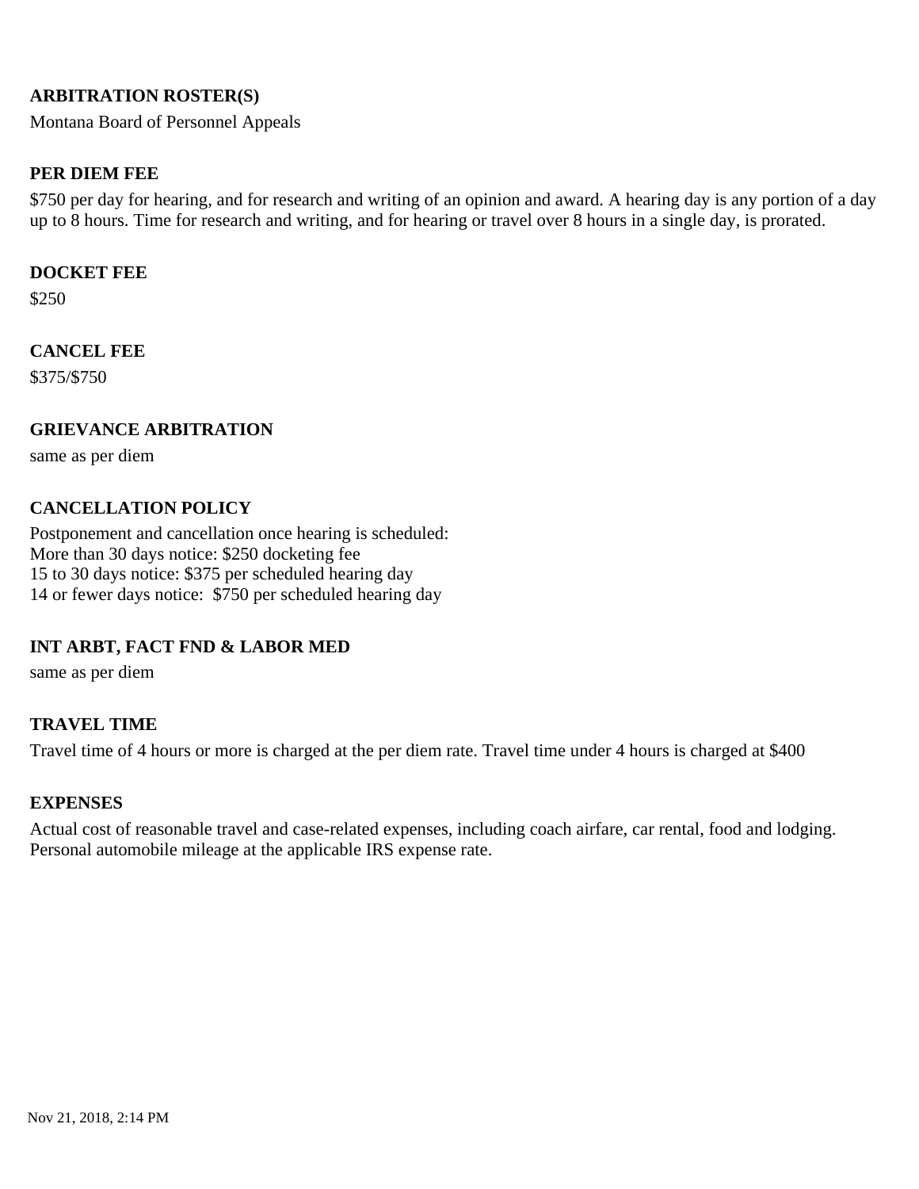**ARBITRATION ROSTER(S)**

Montana Board of Personnel Appeals

**PER DIEM FEE**

$750 per day for hearing, and for research and writing of an opinion and award. A hearing day is any portion of a day up to 8 hours. Time for research and writing, and for hearing or travel over 8 hours in a single day, is prorated.

**DOCKET FEE**

$250

**CANCEL FEE**

$375/$750

**GRIEVANCE ARBITRATION**

same as per diem

**CANCELLATION POLICY**

Postponement and cancellation once hearing is scheduled:
More than 30 days notice: $250 docketing fee
15 to 30 days notice: $375 per scheduled hearing day
14 or fewer days notice: $750 per scheduled hearing day

**INT ARBT, FACT FND & LABOR MED**

same as per diem

**TRAVEL TIME**

Travel time of 4 hours or more is charged at the per diem rate. Travel time under 4 hours is charged at $400

**EXPENSES**

Actual cost of reasonable travel and case-related expenses, including coach airfare, car rental, food and lodging. Personal automobile mileage at the applicable IRS expense rate.